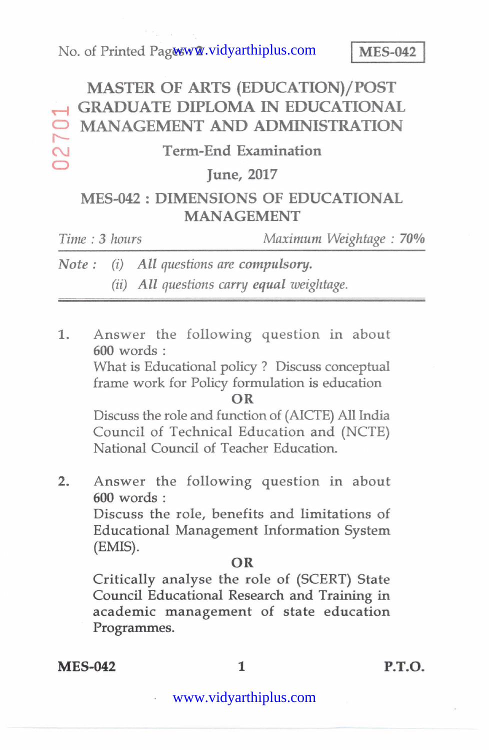No. of Printed Pages : 2

**MES-042**

# MASTER OF ARTS (EDUCATION)/POST GRADUATE DIPLOMA IN EDUCATIONAL MANAGEMENT AND ADMINISTRATION

## Term-End Examination

## June, 2017

## MES-042 : DIMENSIONS OF EDUCATIONAL MANAGEMENT

*Time : 3 hours* *Maximum Weightage : 70%*

*Note : (i) All questions are compulsory.*
*(ii) All questions carry equal weightage.*

---

1. Answer the following question in about 600 words :

   What is Educational policy ? Discuss conceptual frame work for Policy formulation is education

   **OR**

   Discuss the role and function of (AICTE) All India Council of Technical Education and (NCTE) National Council of Teacher Education.

2. Answer the following question in about 600 words :

   Discuss the role, benefits and limitations of Educational Management Information System (EMIS).

   **OR**

   Critically analyse the role of (SCERT) State Council Educational Research and Training in academic management of state education Programmes.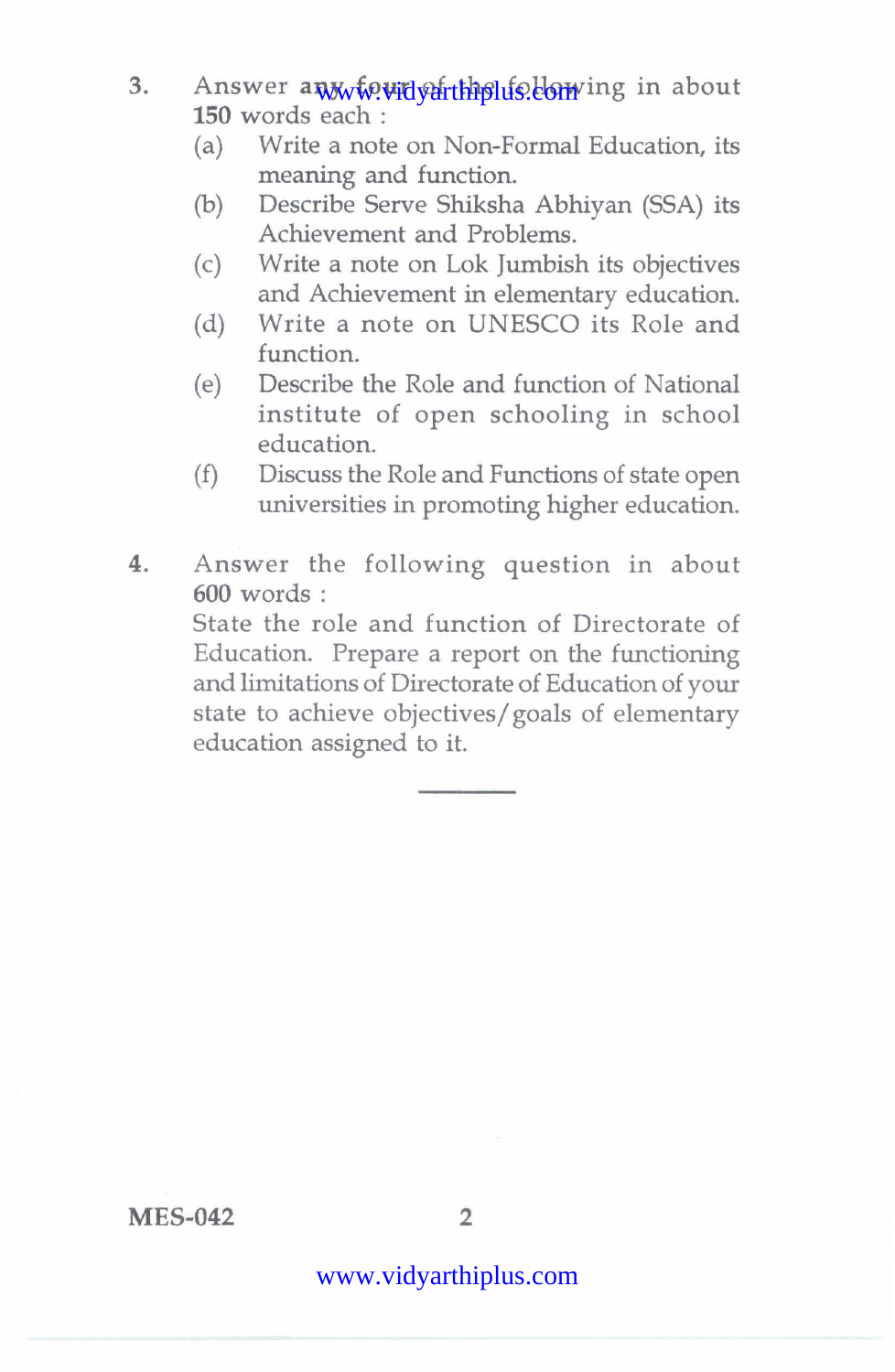3. Answer any four of the following in about **150** words each :

   (a) Write a note on Non-Formal Education, its meaning and function.

   (b) Describe Serve Shiksha Abhiyan (SSA) its Achievement and Problems.

   (c) Write a note on Lok Jumbish its objectives and Achievement in elementary education.

   (d) Write a note on UNESCO its Role and function.

   (e) Describe the Role and function of National institute of open schooling in school education.

   (f) Discuss the Role and Functions of state open universities in promoting higher education.

4. Answer the following question in about **600** words :

   State the role and function of Directorate of Education. Prepare a report on the functioning and limitations of Directorate of Education of your state to achieve objectives/goals of elementary education assigned to it.